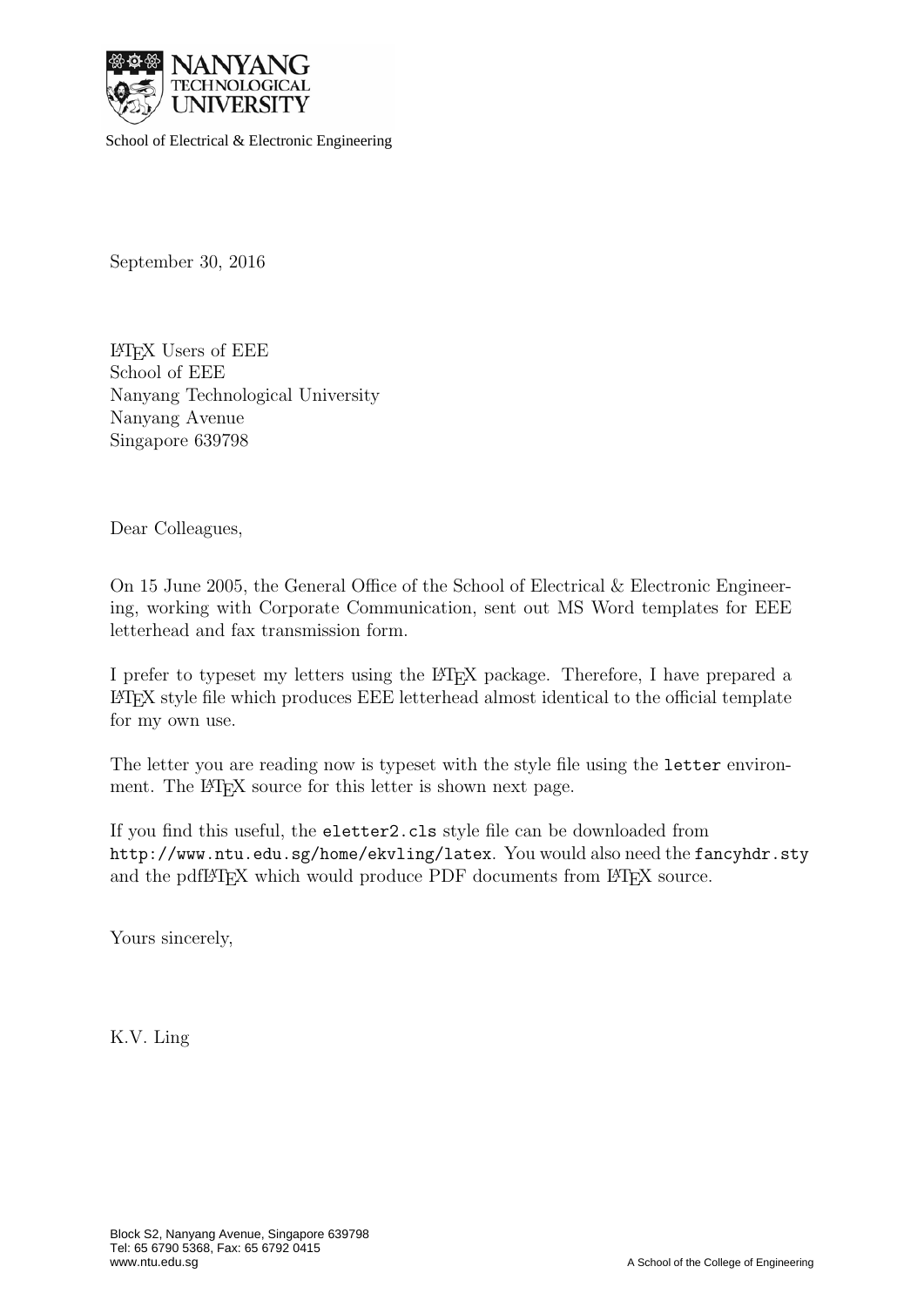NANYANG TECHNOLOGICAL UNIVERSITY

School of Electrical & Electronic Engineering

September 30, 2016

LaTeX Users of EEE
School of EEE
Nanyang Technological University
Nanyang Avenue
Singapore 639798

Dear Colleagues,

On 15 June 2005, the General Office of the School of Electrical & Electronic Engineering, working with Corporate Communication, sent out MS Word templates for EEE letterhead and fax transmission form.

I prefer to typeset my letters using the LaTeX package. Therefore, I have prepared a LaTeX style file which produces EEE letterhead almost identical to the official template for my own use.

The letter you are reading now is typeset with the style file using the `letter` environment. The LaTeX source for this letter is shown next page.

If you find this useful, the `eletter2.cls` style file can be downloaded from `http://www.ntu.edu.sg/home/ekvling/latex`. You would also need the `fancyhdr.sty` and the pdfLaTeX which would produce PDF documents from LaTeX source.

Yours sincerely,

K.V. Ling

Block S2, Nanyang Avenue, Singapore 639798
Tel: 65 6790 5368, Fax: 65 6792 0415
www.ntu.edu.sg

A School of the College of Engineering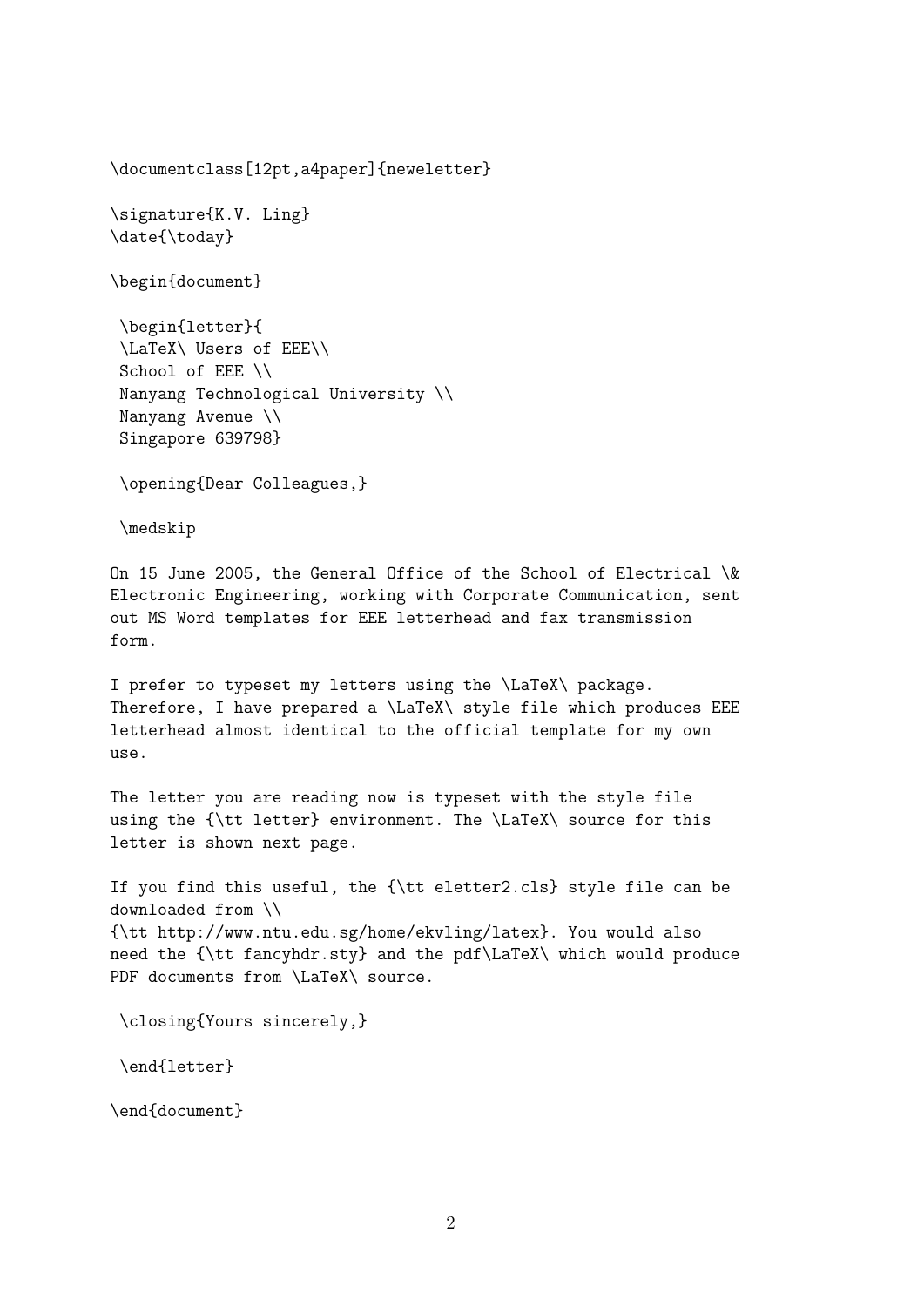```latex
\documentclass[12pt,a4paper]{neweletter}

\signature{K.V. Ling}
\date{\today}

\begin{document}

 \begin{letter}{
 \LaTeX\ Users of EEE\\
 School of EEE \\
 Nanyang Technological University \\
 Nanyang Avenue \\
 Singapore 639798}

 \opening{Dear Colleagues,}

 \medskip

On 15 June 2005, the General Office of the School of Electrical \&
Electronic Engineering, working with Corporate Communication, sent
out MS Word templates for EEE letterhead and fax transmission
form.

I prefer to typeset my letters using the \LaTeX\ package.
Therefore, I have prepared a \LaTeX\ style file which produces EEE
letterhead almost identical to the official template for my own
use.

The letter you are reading now is typeset with the style file
using the {\tt letter} environment. The \LaTeX\ source for this
letter is shown next page.

If you find this useful, the {\tt eletter2.cls} style file can be
downloaded from \\
{\tt http://www.ntu.edu.sg/home/ekvling/latex}. You would also
need the {\tt fancyhdr.sty} and the pdf\LaTeX\ which would produce
PDF documents from \LaTeX\ source.

 \closing{Yours sincerely,}

 \end{letter}

\end{document}
```